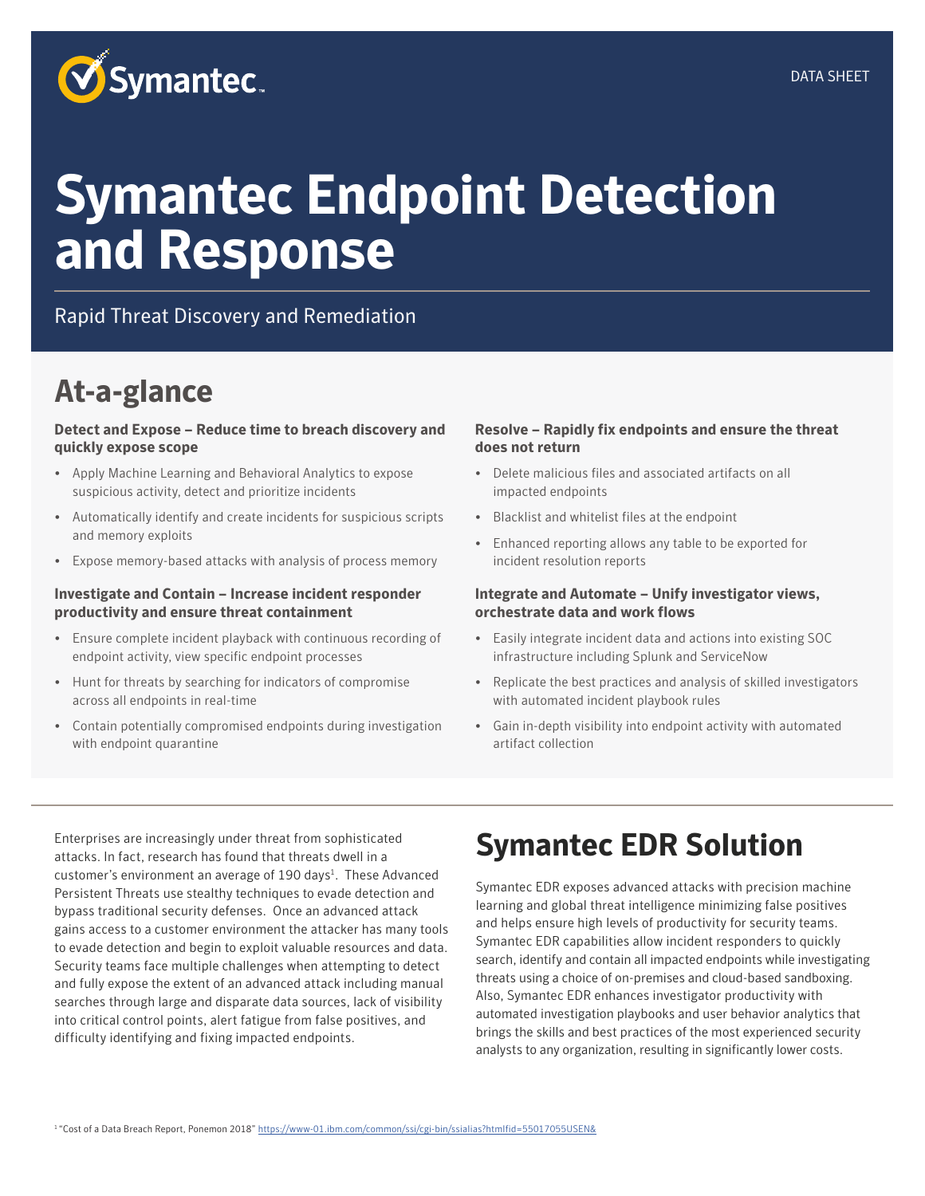Symantec

DATA SHEET

# Symantec Endpoint Detection and Response

Rapid Threat Discovery and Remediation

## At-a-glance

**Detect and Expose – Reduce time to breach discovery and quickly expose scope**

- Apply Machine Learning and Behavioral Analytics to expose suspicious activity, detect and prioritize incidents
- Automatically identify and create incidents for suspicious scripts and memory exploits
- Expose memory-based attacks with analysis of process memory

**Investigate and Contain – Increase incident responder productivity and ensure threat containment**

- Ensure complete incident playback with continuous recording of endpoint activity, view specific endpoint processes
- Hunt for threats by searching for indicators of compromise across all endpoints in real-time
- Contain potentially compromised endpoints during investigation with endpoint quarantine

**Resolve – Rapidly fix endpoints and ensure the threat does not return**

- Delete malicious files and associated artifacts on all impacted endpoints
- Blacklist and whitelist files at the endpoint
- Enhanced reporting allows any table to be exported for incident resolution reports

**Integrate and Automate – Unify investigator views, orchestrate data and work flows**

- Easily integrate incident data and actions into existing SOC infrastructure including Splunk and ServiceNow
- Replicate the best practices and analysis of skilled investigators with automated incident playbook rules
- Gain in-depth visibility into endpoint activity with automated artifact collection

Enterprises are increasingly under threat from sophisticated attacks. In fact, research has found that threats dwell in a customer's environment an average of 190 days[1]. These Advanced Persistent Threats use stealthy techniques to evade detection and bypass traditional security defenses. Once an advanced attack gains access to a customer environment the attacker has many tools to evade detection and begin to exploit valuable resources and data. Security teams face multiple challenges when attempting to detect and fully expose the extent of an advanced attack including manual searches through large and disparate data sources, lack of visibility into critical control points, alert fatigue from false positives, and difficulty identifying and fixing impacted endpoints.

## Symantec EDR Solution

Symantec EDR exposes advanced attacks with precision machine learning and global threat intelligence minimizing false positives and helps ensure high levels of productivity for security teams. Symantec EDR capabilities allow incident responders to quickly search, identify and contain all impacted endpoints while investigating threats using a choice of on-premises and cloud-based sandboxing. Also, Symantec EDR enhances investigator productivity with automated investigation playbooks and user behavior analytics that brings the skills and best practices of the most experienced security analysts to any organization, resulting in significantly lower costs.

[1] "Cost of a Data Breach Report, Ponemon 2018" https://www-01.ibm.com/common/ssi/cgi-bin/ssialias?htmlfid=55017055USEN&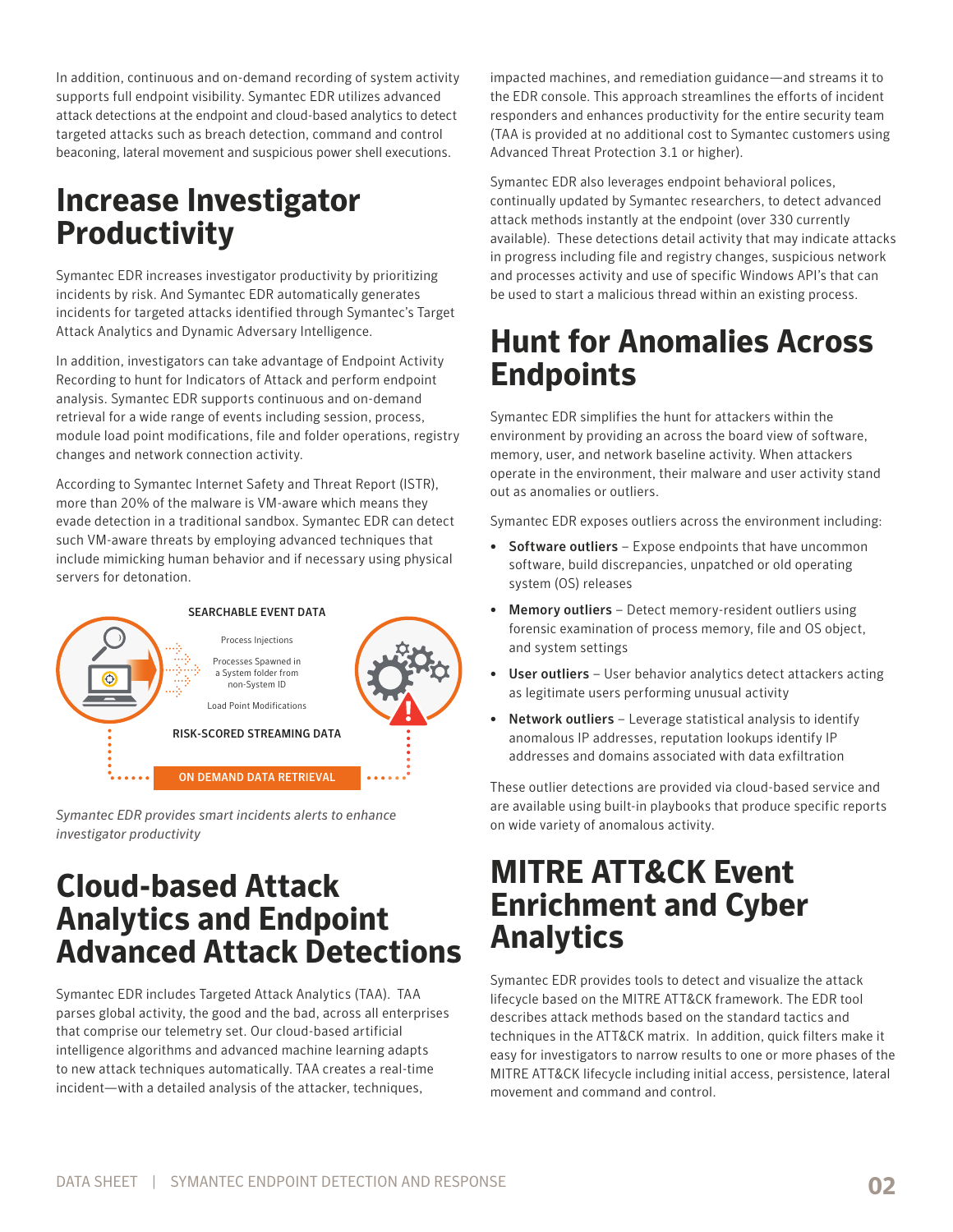In addition, continuous and on-demand recording of system activity supports full endpoint visibility. Symantec EDR utilizes advanced attack detections at the endpoint and cloud-based analytics to detect targeted attacks such as breach detection, command and control beaconing, lateral movement and suspicious power shell executions.

## Increase Investigator Productivity

Symantec EDR increases investigator productivity by prioritizing incidents by risk. And Symantec EDR automatically generates incidents for targeted attacks identified through Symantec's Target Attack Analytics and Dynamic Adversary Intelligence.

In addition, investigators can take advantage of Endpoint Activity Recording to hunt for Indicators of Attack and perform endpoint analysis. Symantec EDR supports continuous and on-demand retrieval for a wide range of events including session, process, module load point modifications, file and folder operations, registry changes and network connection activity.

According to Symantec Internet Safety and Threat Report (ISTR), more than 20% of the malware is VM-aware which means they evade detection in a traditional sandbox. Symantec EDR can detect such VM-aware threats by employing advanced techniques that include mimicking human behavior and if necessary using physical servers for detonation.

SEARCHABLE EVENT DATA

Process Injections

Processes Spawned in a System folder from non-System ID

Load Point Modifications

RISK-SCORED STREAMING DATA

ON DEMAND DATA RETRIEVAL

*Symantec EDR provides smart incidents alerts to enhance investigator productivity*

## Cloud-based Attack Analytics and Endpoint Advanced Attack Detections

Symantec EDR includes Targeted Attack Analytics (TAA). TAA parses global activity, the good and the bad, across all enterprises that comprise our telemetry set. Our cloud-based artificial intelligence algorithms and advanced machine learning adapts to new attack techniques automatically. TAA creates a real-time incident—with a detailed analysis of the attacker, techniques, impacted machines, and remediation guidance—and streams it to the EDR console. This approach streamlines the efforts of incident responders and enhances productivity for the entire security team (TAA is provided at no additional cost to Symantec customers using Advanced Threat Protection 3.1 or higher).

Symantec EDR also leverages endpoint behavioral polices, continually updated by Symantec researchers, to detect advanced attack methods instantly at the endpoint (over 330 currently available). These detections detail activity that may indicate attacks in progress including file and registry changes, suspicious network and processes activity and use of specific Windows API's that can be used to start a malicious thread within an existing process.

## Hunt for Anomalies Across Endpoints

Symantec EDR simplifies the hunt for attackers within the environment by providing an across the board view of software, memory, user, and network baseline activity. When attackers operate in the environment, their malware and user activity stand out as anomalies or outliers.

Symantec EDR exposes outliers across the environment including:

- **Software outliers** – Expose endpoints that have uncommon software, build discrepancies, unpatched or old operating system (OS) releases
- **Memory outliers** – Detect memory-resident outliers using forensic examination of process memory, file and OS object, and system settings
- **User outliers** – User behavior analytics detect attackers acting as legitimate users performing unusual activity
- **Network outliers** – Leverage statistical analysis to identify anomalous IP addresses, reputation lookups identify IP addresses and domains associated with data exfiltration

These outlier detections are provided via cloud-based service and are available using built-in playbooks that produce specific reports on wide variety of anomalous activity.

## MITRE ATT&CK Event Enrichment and Cyber Analytics

Symantec EDR provides tools to detect and visualize the attack lifecycle based on the MITRE ATT&CK framework. The EDR tool describes attack methods based on the standard tactics and techniques in the ATT&CK matrix. In addition, quick filters make it easy for investigators to narrow results to one or more phases of the MITRE ATT&CK lifecycle including initial access, persistence, lateral movement and command and control.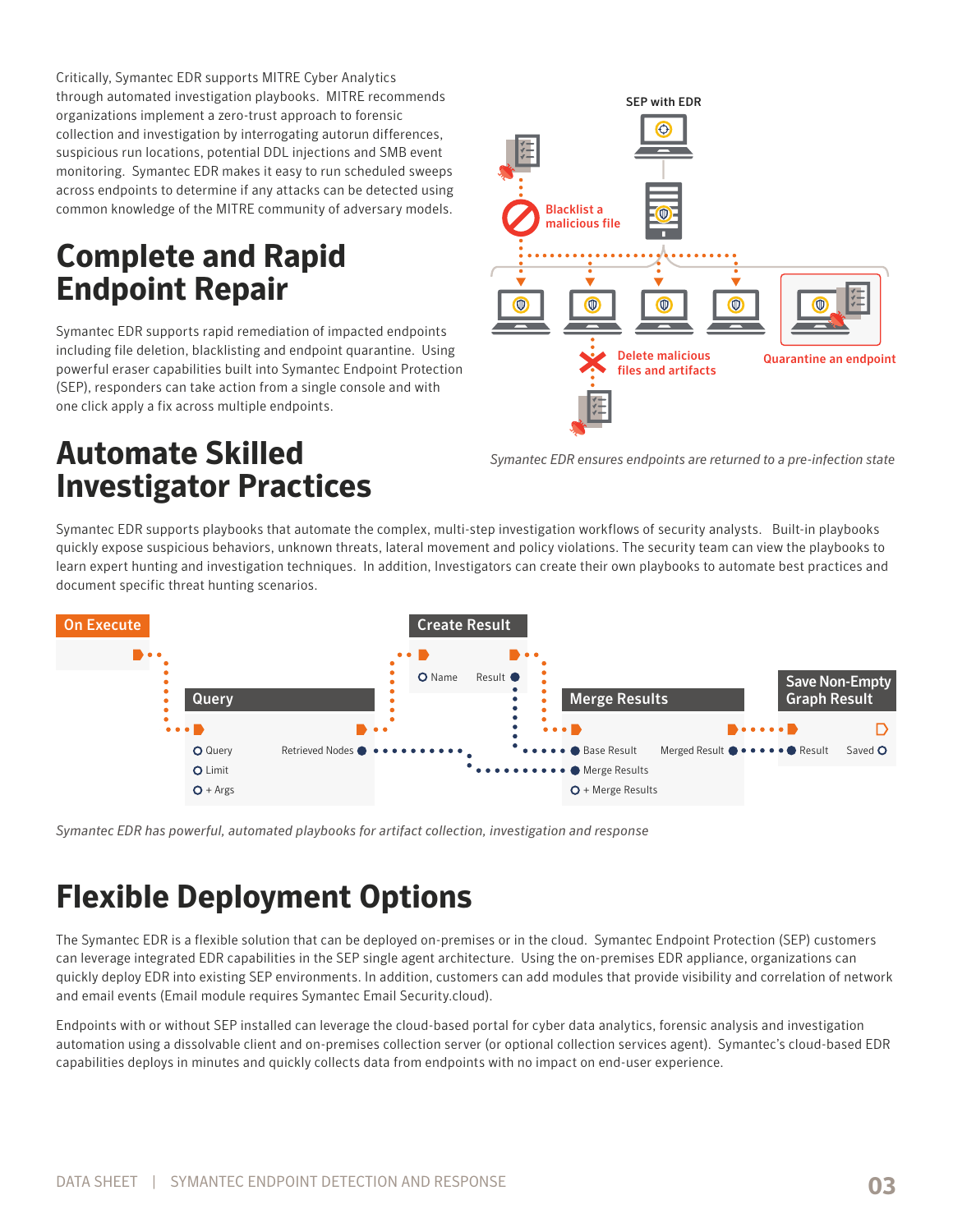Critically, Symantec EDR supports MITRE Cyber Analytics through automated investigation playbooks. MITRE recommends organizations implement a zero-trust approach to forensic collection and investigation by interrogating autorun differences, suspicious run locations, potential DDL injections and SMB event monitoring. Symantec EDR makes it easy to run scheduled sweeps across endpoints to determine if any attacks can be detected using common knowledge of the MITRE community of adversary models.

# Complete and Rapid Endpoint Repair

Symantec EDR supports rapid remediation of impacted endpoints including file deletion, blacklisting and endpoint quarantine. Using powerful eraser capabilities built into Symantec Endpoint Protection (SEP), responders can take action from a single console and with one click apply a fix across multiple endpoints.

SEP with EDR

Blacklist a malicious file

Delete malicious files and artifacts

Quarantine an endpoint

*Symantec EDR ensures endpoints are returned to a pre-infection state*

# Automate Skilled Investigator Practices

Symantec EDR supports playbooks that automate the complex, multi-step investigation workflows of security analysts. Built-in playbooks quickly expose suspicious behaviors, unknown threats, lateral movement and policy violations. The security team can view the playbooks to learn expert hunting and investigation techniques. In addition, Investigators can create their own playbooks to automate best practices and document specific threat hunting scenarios.

On Execute

Query: Query, Limit, + Args, Retrieved Nodes

Create Result: Name, Result

Merge Results: Base Result, Merge Results, + Merge Results, Merged Result

Save Non-Empty Graph Result: Result, Saved

*Symantec EDR has powerful, automated playbooks for artifact collection, investigation and response*

# Flexible Deployment Options

The Symantec EDR is a flexible solution that can be deployed on-premises or in the cloud. Symantec Endpoint Protection (SEP) customers can leverage integrated EDR capabilities in the SEP single agent architecture. Using the on-premises EDR appliance, organizations can quickly deploy EDR into existing SEP environments. In addition, customers can add modules that provide visibility and correlation of network and email events (Email module requires Symantec Email Security.cloud).

Endpoints with or without SEP installed can leverage the cloud-based portal for cyber data analytics, forensic analysis and investigation automation using a dissolvable client and on-premises collection server (or optional collection services agent). Symantec's cloud-based EDR capabilities deploys in minutes and quickly collects data from endpoints with no impact on end-user experience.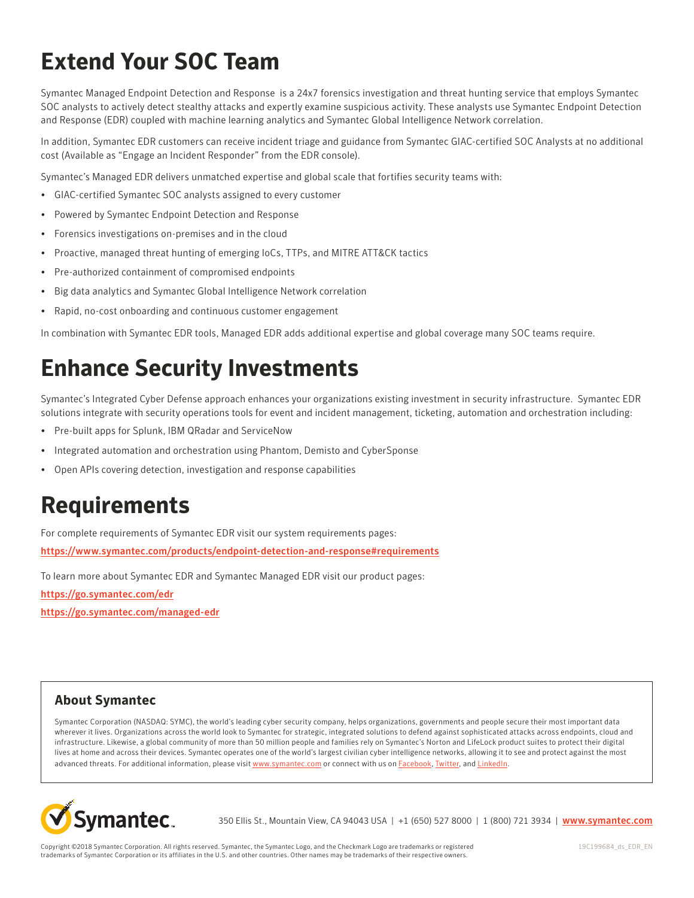# Extend Your SOC Team

Symantec Managed Endpoint Detection and Response is a 24x7 forensics investigation and threat hunting service that employs Symantec SOC analysts to actively detect stealthy attacks and expertly examine suspicious activity. These analysts use Symantec Endpoint Detection and Response (EDR) coupled with machine learning analytics and Symantec Global Intelligence Network correlation.

In addition, Symantec EDR customers can receive incident triage and guidance from Symantec GIAC-certified SOC Analysts at no additional cost (Available as "Engage an Incident Responder" from the EDR console).

Symantec's Managed EDR delivers unmatched expertise and global scale that fortifies security teams with:

- GIAC-certified Symantec SOC analysts assigned to every customer
- Powered by Symantec Endpoint Detection and Response
- Forensics investigations on-premises and in the cloud
- Proactive, managed threat hunting of emerging IoCs, TTPs, and MITRE ATT&CK tactics
- Pre-authorized containment of compromised endpoints
- Big data analytics and Symantec Global Intelligence Network correlation
- Rapid, no-cost onboarding and continuous customer engagement

In combination with Symantec EDR tools, Managed EDR adds additional expertise and global coverage many SOC teams require.

# Enhance Security Investments

Symantec's Integrated Cyber Defense approach enhances your organizations existing investment in security infrastructure. Symantec EDR solutions integrate with security operations tools for event and incident management, ticketing, automation and orchestration including:

- Pre-built apps for Splunk, IBM QRadar and ServiceNow
- Integrated automation and orchestration using Phantom, Demisto and CyberSponse
- Open APIs covering detection, investigation and response capabilities

# Requirements

For complete requirements of Symantec EDR visit our system requirements pages:

https://www.symantec.com/products/endpoint-detection-and-response#requirements

To learn more about Symantec EDR and Symantec Managed EDR visit our product pages:

https://go.symantec.com/edr

https://go.symantec.com/managed-edr

## About Symantec

Symantec Corporation (NASDAQ: SYMC), the world's leading cyber security company, helps organizations, governments and people secure their most important data wherever it lives. Organizations across the world look to Symantec for strategic, integrated solutions to defend against sophisticated attacks across endpoints, cloud and infrastructure. Likewise, a global community of more than 50 million people and families rely on Symantec's Norton and LifeLock product suites to protect their digital lives at home and across their devices. Symantec operates one of the world's largest civilian cyber intelligence networks, allowing it to see and protect against the most advanced threats. For additional information, please visit www.symantec.com or connect with us on Facebook, Twitter, and LinkedIn.

Symantec.

350 Ellis St., Mountain View, CA 94043 USA | +1 (650) 527 8000 | 1 (800) 721 3934 | www.symantec.com

Copyright ©2018 Symantec Corporation. All rights reserved. Symantec, the Symantec Logo, and the Checkmark Logo are trademarks or registered trademarks of Symantec Corporation or its affiliates in the U.S. and other countries. Other names may be trademarks of their respective owners.

19C199684_ds_EDR_EN